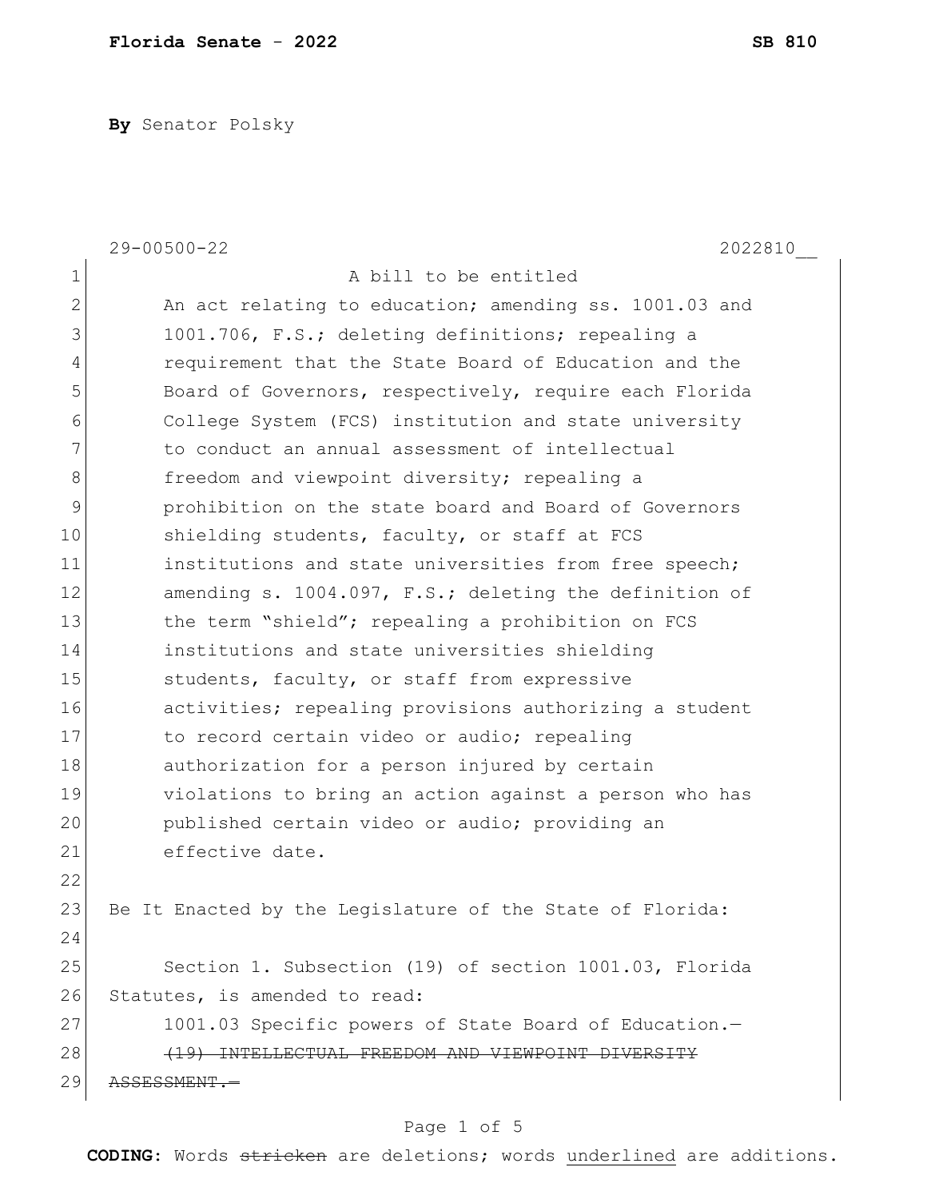**Florida Senate - 2022** **SB 810**

**By** Senator Polsky

29-00500-22 2022810__

A bill to be entitled

An act relating to education; amending ss. 1001.03 and 1001.706, F.S.; deleting definitions; repealing a requirement that the State Board of Education and the Board of Governors, respectively, require each Florida College System (FCS) institution and state university to conduct an annual assessment of intellectual freedom and viewpoint diversity; repealing a prohibition on the state board and Board of Governors shielding students, faculty, or staff at FCS institutions and state universities from free speech; amending s. 1004.097, F.S.; deleting the definition of the term "shield"; repealing a prohibition on FCS institutions and state universities shielding students, faculty, or staff from expressive activities; repealing provisions authorizing a student to record certain video or audio; repealing authorization for a person injured by certain violations to bring an action against a person who has published certain video or audio; providing an effective date.

Be It Enacted by the Legislature of the State of Florida:

Section 1. Subsection (19) of section 1001.03, Florida Statutes, is amended to read:

1001.03 Specific powers of State Board of Education.—

~~(19) INTELLECTUAL FREEDOM AND VIEWPOINT DIVERSITY ASSESSMENT.—~~

**CODING:** Words ~~stricken~~ are deletions; words <u>underlined</u> are additions.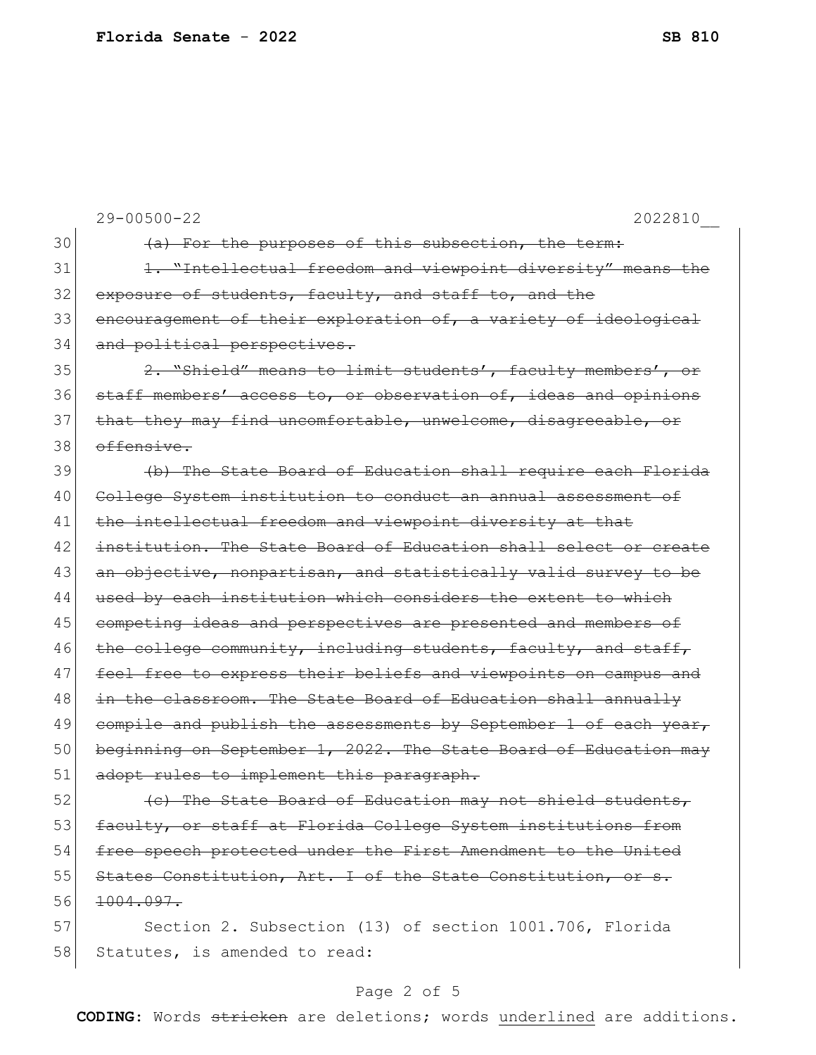30 ~~(a) For the purposes of this subsection, the term:~~

31 ~~1. "Intellectual freedom and viewpoint diversity" means the~~
32 ~~exposure of students, faculty, and staff to, and the~~
33 ~~encouragement of their exploration of, a variety of ideological~~
34 ~~and political perspectives.~~

35 ~~2. "Shield" means to limit students', faculty members', or~~
36 ~~staff members' access to, or observation of, ideas and opinions~~
37 ~~that they may find uncomfortable, unwelcome, disagreeable, or~~
38 ~~offensive.~~

39 ~~(b) The State Board of Education shall require each Florida~~
40 ~~College System institution to conduct an annual assessment of~~
41 ~~the intellectual freedom and viewpoint diversity at that~~
42 ~~institution. The State Board of Education shall select or create~~
43 ~~an objective, nonpartisan, and statistically valid survey to be~~
44 ~~used by each institution which considers the extent to which~~
45 ~~competing ideas and perspectives are presented and members of~~
46 ~~the college community, including students, faculty, and staff,~~
47 ~~feel free to express their beliefs and viewpoints on campus and~~
48 ~~in the classroom. The State Board of Education shall annually~~
49 ~~compile and publish the assessments by September 1 of each year,~~
50 ~~beginning on September 1, 2022. The State Board of Education may~~
51 ~~adopt rules to implement this paragraph.~~

52 ~~(c) The State Board of Education may not shield students,~~
53 ~~faculty, or staff at Florida College System institutions from~~
54 ~~free speech protected under the First Amendment to the United~~
55 ~~States Constitution, Art. I of the State Constitution, or s.~~
56 ~~1004.097.~~

57 Section 2. Subsection (13) of section 1001.706, Florida
58 Statutes, is amended to read:

**CODING:** Words ~~stricken~~ are deletions; words <u>underlined</u> are additions.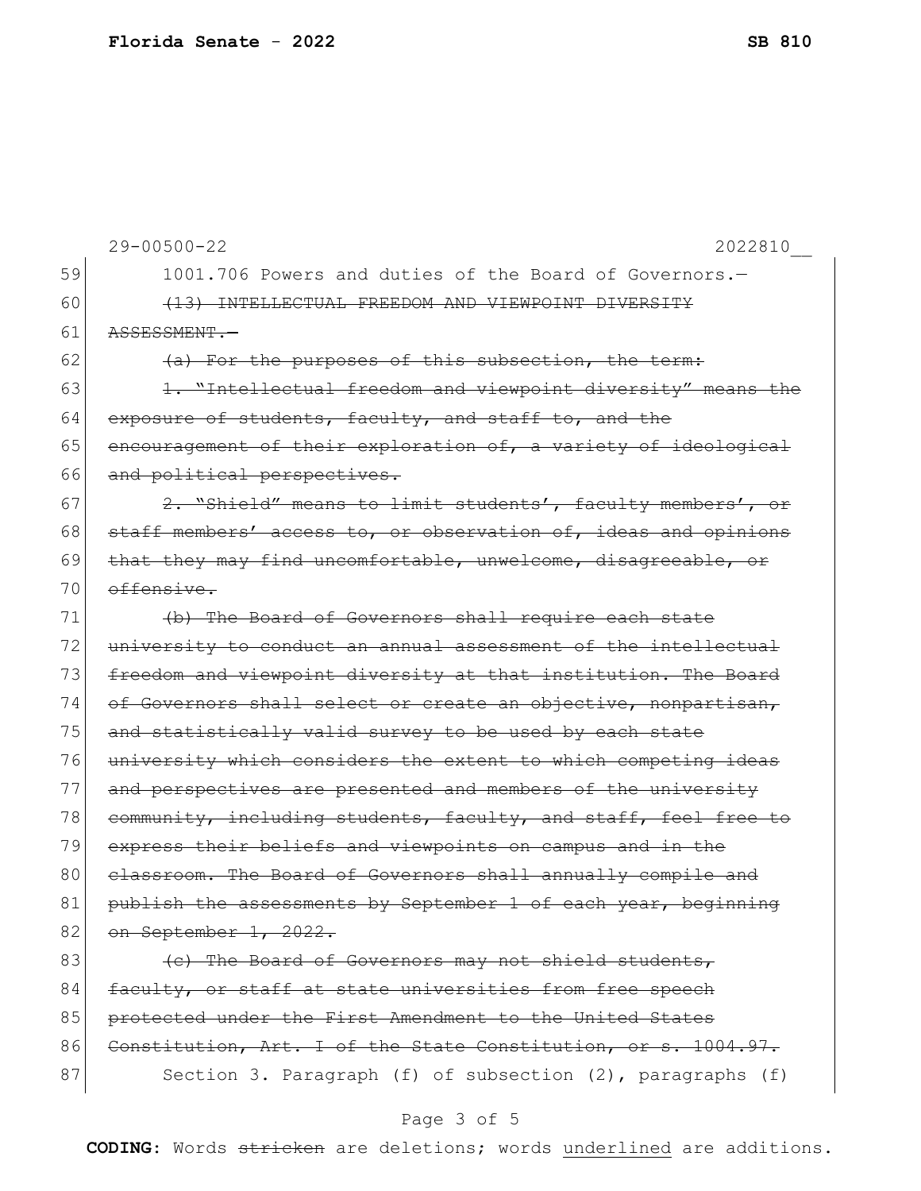29-00500-22 2022810__

59 1001.706 Powers and duties of the Board of Governors.—

60 ~~(13) INTELLECTUAL FREEDOM AND VIEWPOINT DIVERSITY~~

61 ~~ASSESSMENT.—~~

62 ~~(a) For the purposes of this subsection, the term:~~

63 ~~1. "Intellectual freedom and viewpoint diversity" means the~~

64 ~~exposure of students, faculty, and staff to, and the~~

65 ~~encouragement of their exploration of, a variety of ideological~~

66 ~~and political perspectives.~~

67 ~~2. "Shield" means to limit students', faculty members', or~~

68 ~~staff members' access to, or observation of, ideas and opinions~~

69 ~~that they may find uncomfortable, unwelcome, disagreeable, or~~

70 ~~offensive.~~

71 ~~(b) The Board of Governors shall require each state~~

72 ~~university to conduct an annual assessment of the intellectual~~

73 ~~freedom and viewpoint diversity at that institution. The Board~~

74 ~~of Governors shall select or create an objective, nonpartisan,~~

75 ~~and statistically valid survey to be used by each state~~

76 ~~university which considers the extent to which competing ideas~~

77 ~~and perspectives are presented and members of the university~~

78 ~~community, including students, faculty, and staff, feel free to~~

79 ~~express their beliefs and viewpoints on campus and in the~~

80 ~~classroom. The Board of Governors shall annually compile and~~

81 ~~publish the assessments by September 1 of each year, beginning~~

82 ~~on September 1, 2022.~~

83 ~~(c) The Board of Governors may not shield students,~~

84 ~~faculty, or staff at state universities from free speech~~

85 ~~protected under the First Amendment to the United States~~

86 ~~Constitution, Art. I of the State Constitution, or s. 1004.97.~~

87 Section 3. Paragraph (f) of subsection (2), paragraphs (f)

**CODING:** Words ~~stricken~~ are deletions; words underlined are additions.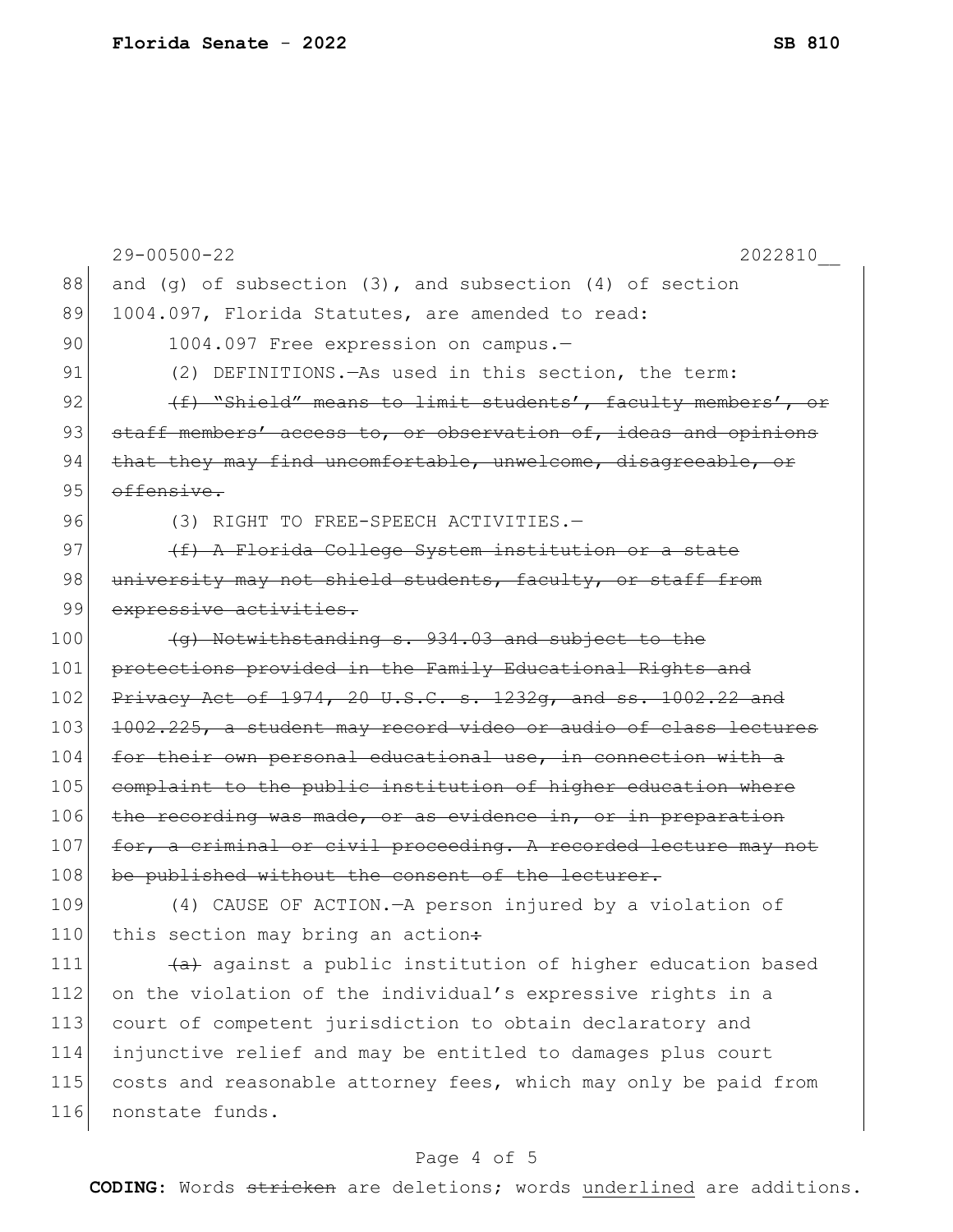and (g) of subsection (3), and subsection (4) of section 1004.097, Florida Statutes, are amended to read:

1004.097 Free expression on campus.—

(2) DEFINITIONS.—As used in this section, the term:

~~(f) "Shield" means to limit students', faculty members', or staff members' access to, or observation of, ideas and opinions that they may find uncomfortable, unwelcome, disagreeable, or offensive.~~

(3) RIGHT TO FREE-SPEECH ACTIVITIES.—

~~(f) A Florida College System institution or a state university may not shield students, faculty, or staff from expressive activities.~~

~~(g) Notwithstanding s. 934.03 and subject to the protections provided in the Family Educational Rights and Privacy Act of 1974, 20 U.S.C. s. 1232g, and ss. 1002.22 and 1002.225, a student may record video or audio of class lectures for their own personal educational use, in connection with a complaint to the public institution of higher education where the recording was made, or as evidence in, or in preparation for, a criminal or civil proceeding. A recorded lecture may not be published without the consent of the lecturer.~~

(4) CAUSE OF ACTION.—A person injured by a violation of this section may bring an action~~:~~

~~(a)~~ against a public institution of higher education based on the violation of the individual's expressive rights in a court of competent jurisdiction to obtain declaratory and injunctive relief and may be entitled to damages plus court costs and reasonable attorney fees, which may only be paid from nonstate funds.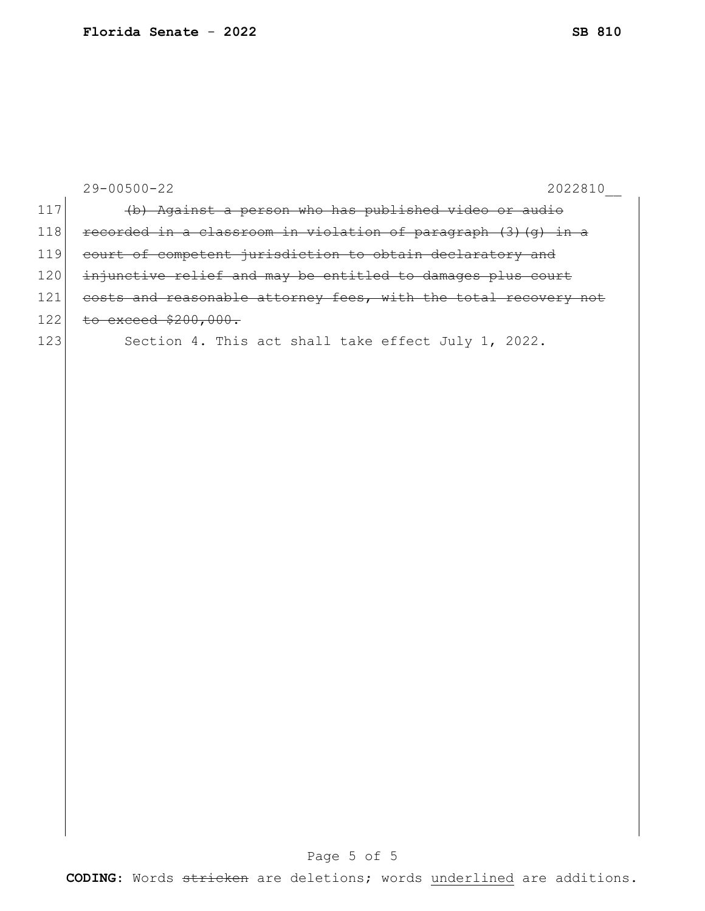29-00500-22 2022810__

117 ~~(b) Against a person who has published video or audio~~
118 ~~recorded in a classroom in violation of paragraph (3)(g) in a~~
119 ~~court of competent jurisdiction to obtain declaratory and~~
120 ~~injunctive relief and may be entitled to damages plus court~~
121 ~~costs and reasonable attorney fees, with the total recovery not~~
122 ~~to exceed $200,000.~~
123 Section 4. This act shall take effect July 1, 2022.

**CODING:** Words ~~stricken~~ are deletions; words <u>underlined</u> are additions.